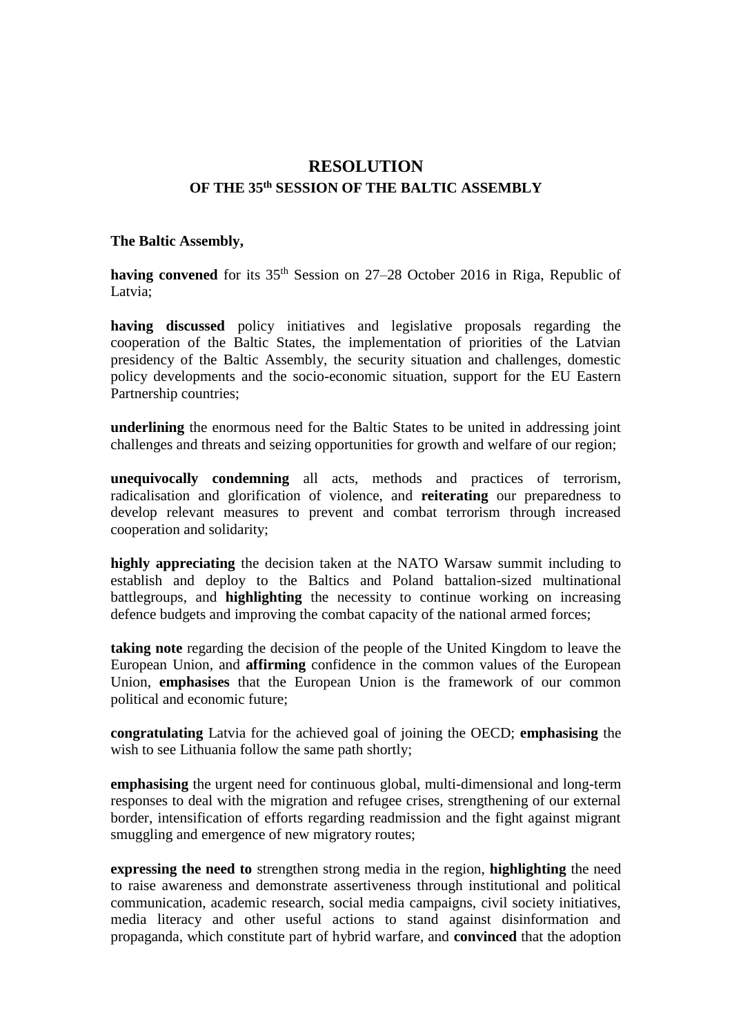# RESOLUTION

## OF THE 35th SESSION OF THE BALTIC ASSEMBLY

**The Baltic Assembly,**

**having convened** for its 35th Session on 27–28 October 2016 in Riga, Republic of Latvia;

**having discussed** policy initiatives and legislative proposals regarding the cooperation of the Baltic States, the implementation of priorities of the Latvian presidency of the Baltic Assembly, the security situation and challenges, domestic policy developments and the socio-economic situation, support for the EU Eastern Partnership countries;

**underlining** the enormous need for the Baltic States to be united in addressing joint challenges and threats and seizing opportunities for growth and welfare of our region;

**unequivocally condemning** all acts, methods and practices of terrorism, radicalisation and glorification of violence, and **reiterating** our preparedness to develop relevant measures to prevent and combat terrorism through increased cooperation and solidarity;

**highly appreciating** the decision taken at the NATO Warsaw summit including to establish and deploy to the Baltics and Poland battalion-sized multinational battlegroups, and **highlighting** the necessity to continue working on increasing defence budgets and improving the combat capacity of the national armed forces;

**taking note** regarding the decision of the people of the United Kingdom to leave the European Union, and **affirming** confidence in the common values of the European Union, **emphasises** that the European Union is the framework of our common political and economic future;

**congratulating** Latvia for the achieved goal of joining the OECD; **emphasising** the wish to see Lithuania follow the same path shortly;

**emphasising** the urgent need for continuous global, multi-dimensional and long-term responses to deal with the migration and refugee crises, strengthening of our external border, intensification of efforts regarding readmission and the fight against migrant smuggling and emergence of new migratory routes;

**expressing the need to** strengthen strong media in the region, **highlighting** the need to raise awareness and demonstrate assertiveness through institutional and political communication, academic research, social media campaigns, civil society initiatives, media literacy and other useful actions to stand against disinformation and propaganda, which constitute part of hybrid warfare, and **convinced** that the adoption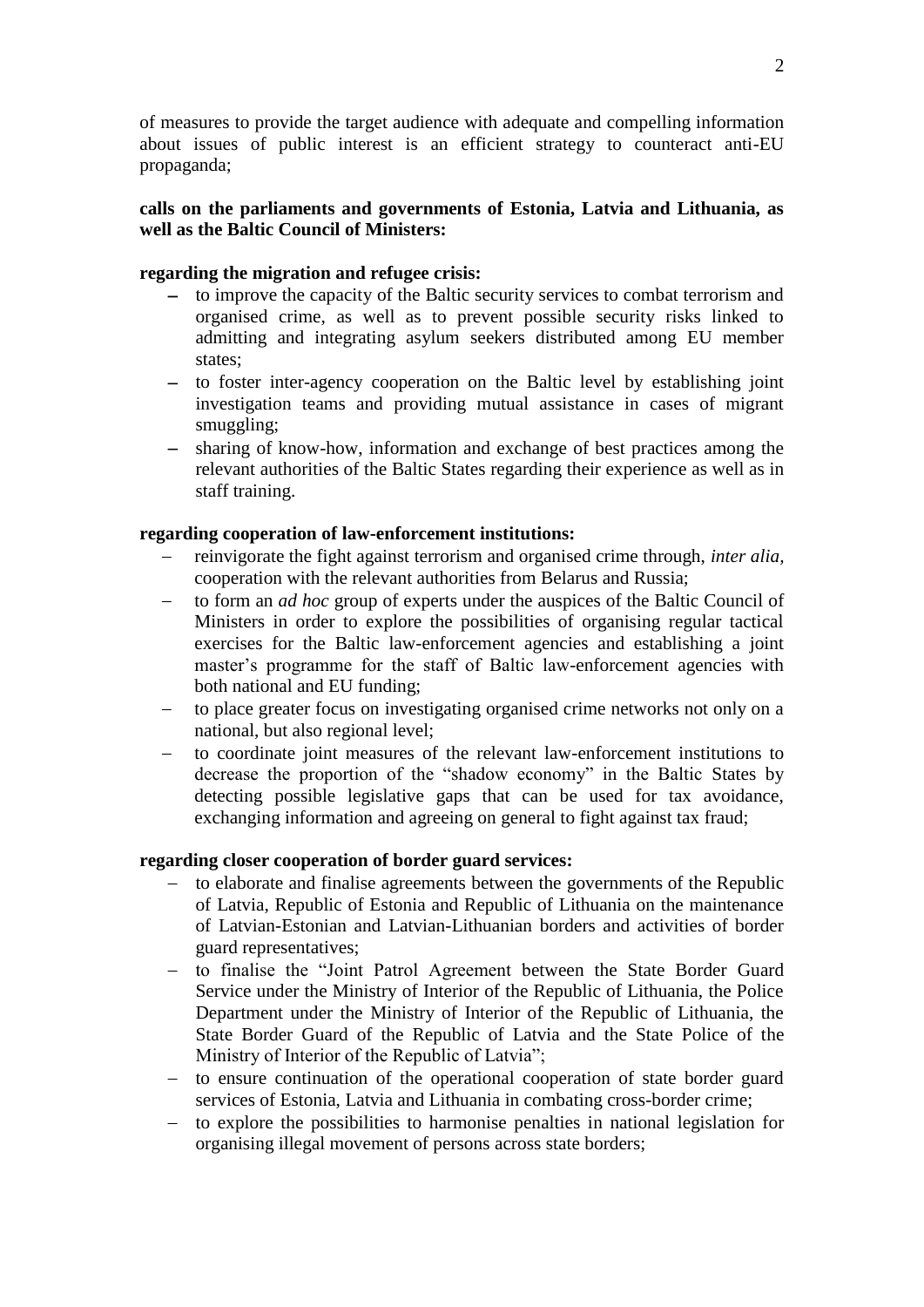of measures to provide the target audience with adequate and compelling information about issues of public interest is an efficient strategy to counteract anti-EU propaganda;

**calls on the parliaments and governments of Estonia, Latvia and Lithuania, as well as the Baltic Council of Ministers:**

**regarding the migration and refugee crisis:**

- to improve the capacity of the Baltic security services to combat terrorism and organised crime, as well as to prevent possible security risks linked to admitting and integrating asylum seekers distributed among EU member states;
- to foster inter-agency cooperation on the Baltic level by establishing joint investigation teams and providing mutual assistance in cases of migrant smuggling;
- sharing of know-how, information and exchange of best practices among the relevant authorities of the Baltic States regarding their experience as well as in staff training.

**regarding cooperation of law-enforcement institutions:**

- reinvigorate the fight against terrorism and organised crime through, *inter alia*, cooperation with the relevant authorities from Belarus and Russia;
- to form an *ad hoc* group of experts under the auspices of the Baltic Council of Ministers in order to explore the possibilities of organising regular tactical exercises for the Baltic law-enforcement agencies and establishing a joint master's programme for the staff of Baltic law-enforcement agencies with both national and EU funding;
- to place greater focus on investigating organised crime networks not only on a national, but also regional level;
- to coordinate joint measures of the relevant law-enforcement institutions to decrease the proportion of the "shadow economy" in the Baltic States by detecting possible legislative gaps that can be used for tax avoidance, exchanging information and agreeing on general to fight against tax fraud;

**regarding closer cooperation of border guard services:**

- to elaborate and finalise agreements between the governments of the Republic of Latvia, Republic of Estonia and Republic of Lithuania on the maintenance of Latvian-Estonian and Latvian-Lithuanian borders and activities of border guard representatives;
- to finalise the "Joint Patrol Agreement between the State Border Guard Service under the Ministry of Interior of the Republic of Lithuania, the Police Department under the Ministry of Interior of the Republic of Lithuania, the State Border Guard of the Republic of Latvia and the State Police of the Ministry of Interior of the Republic of Latvia";
- to ensure continuation of the operational cooperation of state border guard services of Estonia, Latvia and Lithuania in combating cross-border crime;
- to explore the possibilities to harmonise penalties in national legislation for organising illegal movement of persons across state borders;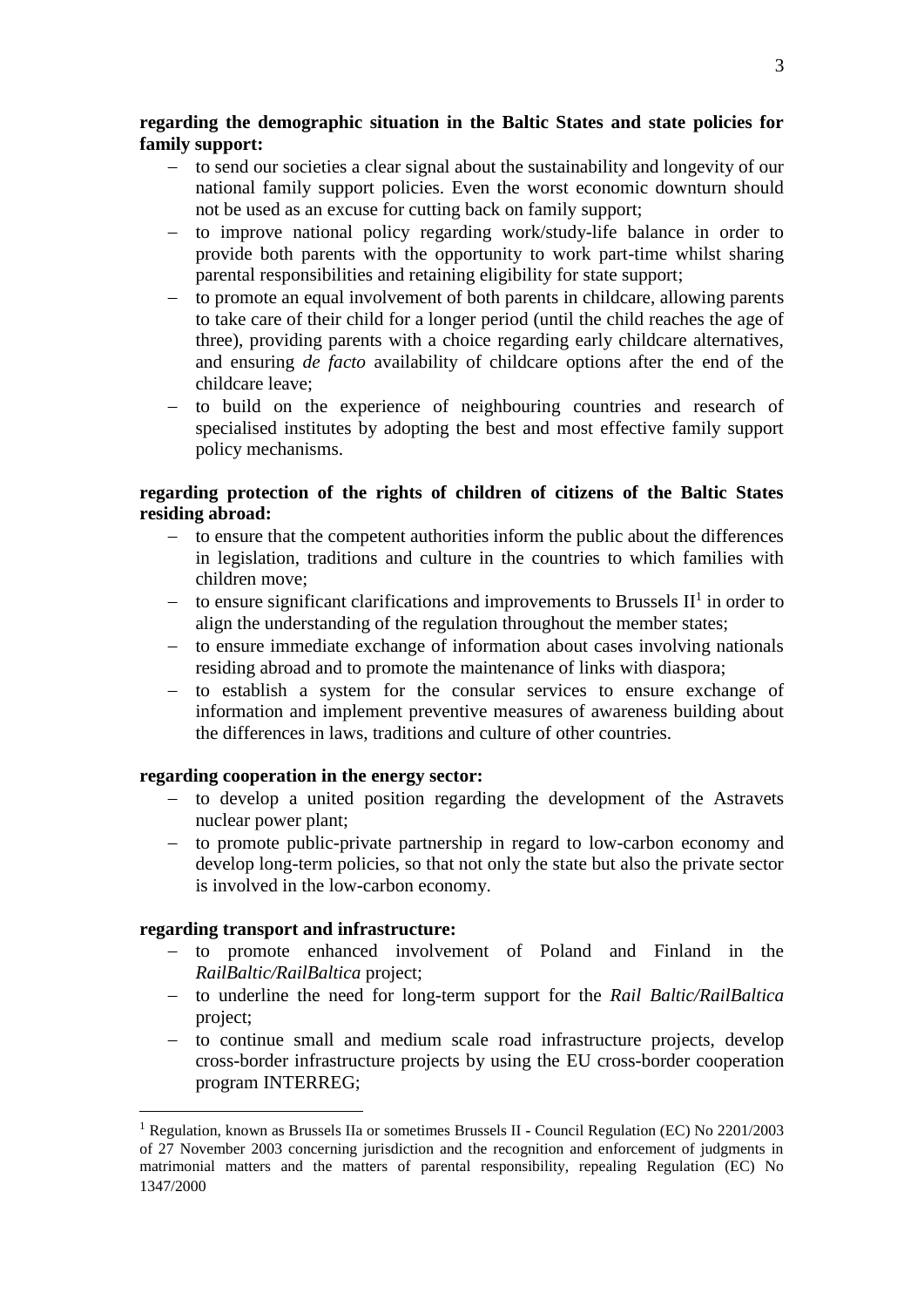**regarding the demographic situation in the Baltic States and state policies for family support:**

- to send our societies a clear signal about the sustainability and longevity of our national family support policies. Even the worst economic downturn should not be used as an excuse for cutting back on family support;
- to improve national policy regarding work/study-life balance in order to provide both parents with the opportunity to work part-time whilst sharing parental responsibilities and retaining eligibility for state support;
- to promote an equal involvement of both parents in childcare, allowing parents to take care of their child for a longer period (until the child reaches the age of three), providing parents with a choice regarding early childcare alternatives, and ensuring *de facto* availability of childcare options after the end of the childcare leave;
- to build on the experience of neighbouring countries and research of specialised institutes by adopting the best and most effective family support policy mechanisms.

**regarding protection of the rights of children of citizens of the Baltic States residing abroad:**

- to ensure that the competent authorities inform the public about the differences in legislation, traditions and culture in the countries to which families with children move;
- to ensure significant clarifications and improvements to Brussels II[1] in order to align the understanding of the regulation throughout the member states;
- to ensure immediate exchange of information about cases involving nationals residing abroad and to promote the maintenance of links with diaspora;
- to establish a system for the consular services to ensure exchange of information and implement preventive measures of awareness building about the differences in laws, traditions and culture of other countries.

**regarding cooperation in the energy sector:**

- to develop a united position regarding the development of the Astravets nuclear power plant;
- to promote public-private partnership in regard to low-carbon economy and develop long-term policies, so that not only the state but also the private sector is involved in the low-carbon economy.

**regarding transport and infrastructure:**

- to promote enhanced involvement of Poland and Finland in the *RailBaltic/RailBaltica* project;
- to underline the need for long-term support for the *Rail Baltic/RailBaltica* project;
- to continue small and medium scale road infrastructure projects, develop cross-border infrastructure projects by using the EU cross-border cooperation program INTERREG;

[1] Regulation, known as Brussels IIa or sometimes Brussels II - Council Regulation (EC) No 2201/2003 of 27 November 2003 concerning jurisdiction and the recognition and enforcement of judgments in matrimonial matters and the matters of parental responsibility, repealing Regulation (EC) No 1347/2000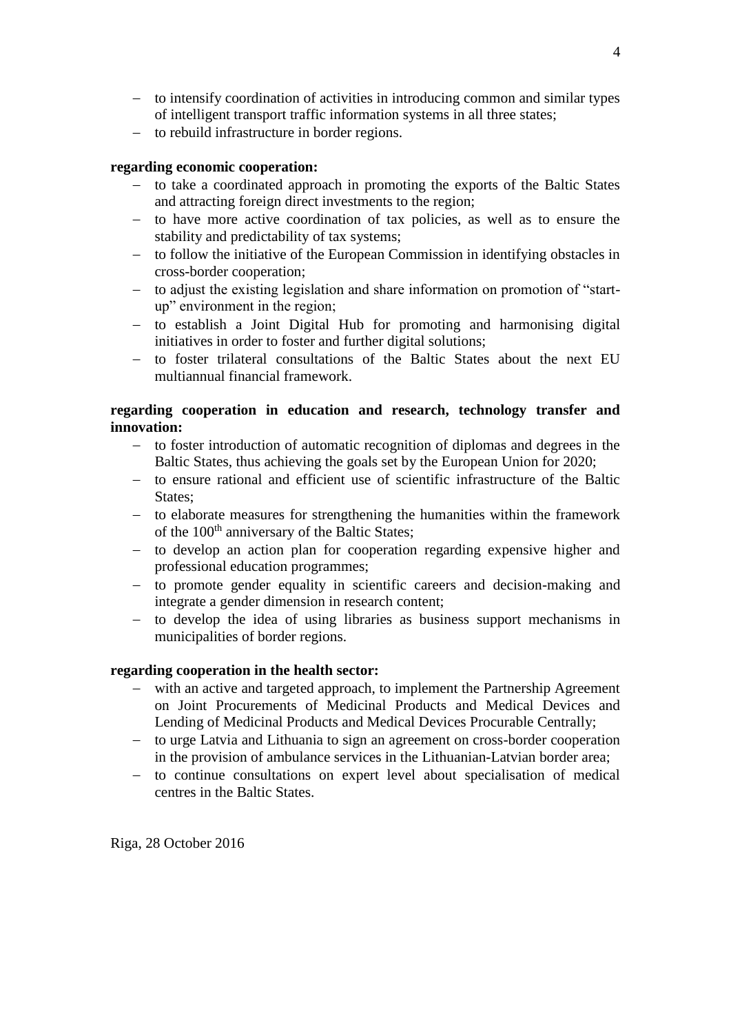- to intensify coordination of activities in introducing common and similar types of intelligent transport traffic information systems in all three states;
- to rebuild infrastructure in border regions.

**regarding economic cooperation:**

- to take a coordinated approach in promoting the exports of the Baltic States and attracting foreign direct investments to the region;
- to have more active coordination of tax policies, as well as to ensure the stability and predictability of tax systems;
- to follow the initiative of the European Commission in identifying obstacles in cross-border cooperation;
- to adjust the existing legislation and share information on promotion of "start-up" environment in the region;
- to establish a Joint Digital Hub for promoting and harmonising digital initiatives in order to foster and further digital solutions;
- to foster trilateral consultations of the Baltic States about the next EU multiannual financial framework.

**regarding cooperation in education and research, technology transfer and innovation:**

- to foster introduction of automatic recognition of diplomas and degrees in the Baltic States, thus achieving the goals set by the European Union for 2020;
- to ensure rational and efficient use of scientific infrastructure of the Baltic States;
- to elaborate measures for strengthening the humanities within the framework of the 100th anniversary of the Baltic States;
- to develop an action plan for cooperation regarding expensive higher and professional education programmes;
- to promote gender equality in scientific careers and decision-making and integrate a gender dimension in research content;
- to develop the idea of using libraries as business support mechanisms in municipalities of border regions.

**regarding cooperation in the health sector:**

- with an active and targeted approach, to implement the Partnership Agreement on Joint Procurements of Medicinal Products and Medical Devices and Lending of Medicinal Products and Medical Devices Procurable Centrally;
- to urge Latvia and Lithuania to sign an agreement on cross-border cooperation in the provision of ambulance services in the Lithuanian-Latvian border area;
- to continue consultations on expert level about specialisation of medical centres in the Baltic States.

Riga, 28 October 2016